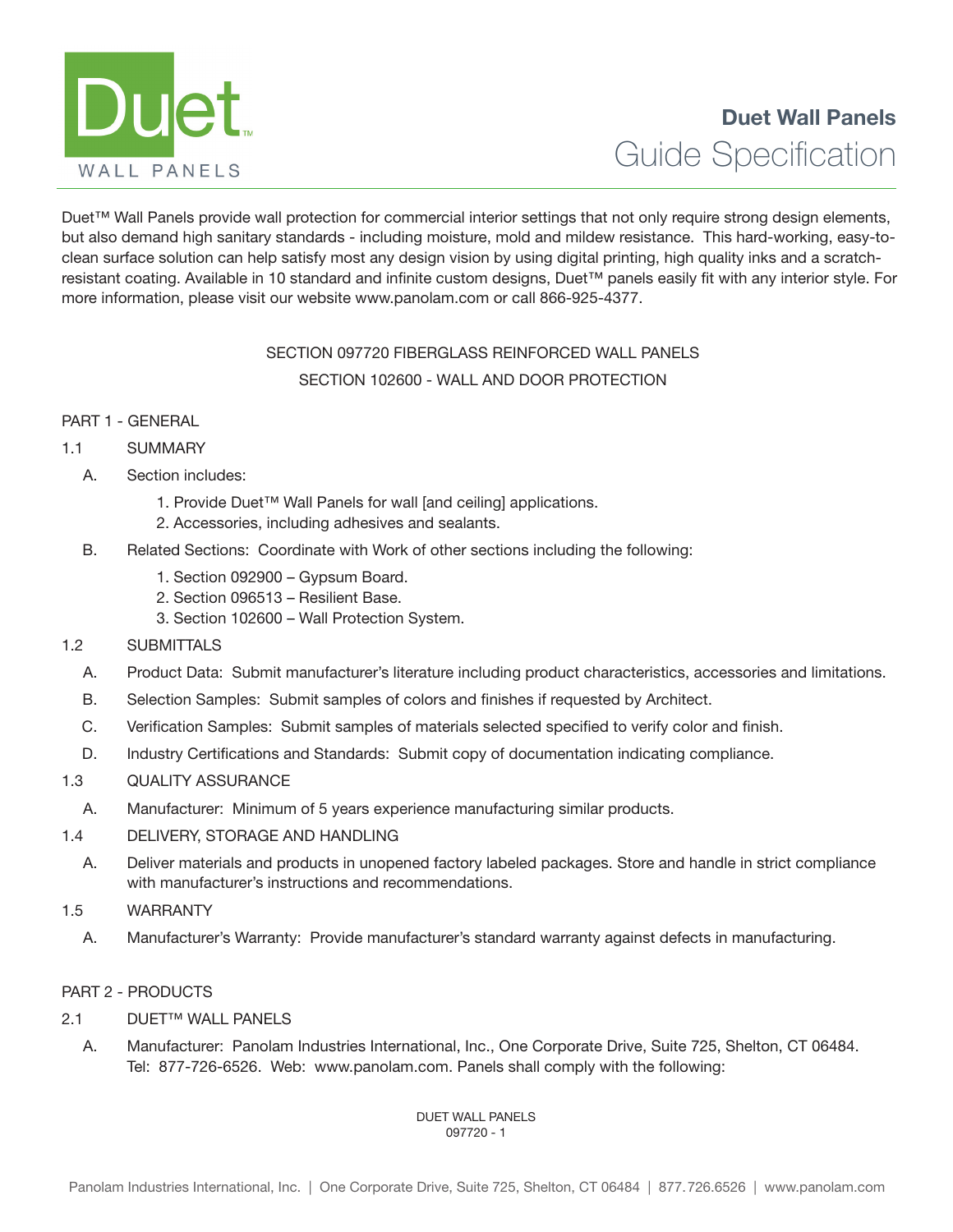# Duet Wall Panels
## Guide Specification

Duet™ Wall Panels provide wall protection for commercial interior settings that not only require strong design elements, but also demand high sanitary standards - including moisture, mold and mildew resistance. This hard-working, easy-to-clean surface solution can help satisfy most any design vision by using digital printing, high quality inks and a scratch-resistant coating. Available in 10 standard and infinite custom designs, Duet™ panels easily fit with any interior style. For more information, please visit our website www.panolam.com or call 866-925-4377.

SECTION 097720 FIBERGLASS REINFORCED WALL PANELS

SECTION 102600 - WALL AND DOOR PROTECTION

PART 1 - GENERAL

1.1 SUMMARY

A. Section includes:

1. Provide Duet™ Wall Panels for wall [and ceiling] applications.
2. Accessories, including adhesives and sealants.

B. Related Sections: Coordinate with Work of other sections including the following:

1. Section 092900 – Gypsum Board.
2. Section 096513 – Resilient Base.
3. Section 102600 – Wall Protection System.

1.2 SUBMITTALS

A. Product Data: Submit manufacturer's literature including product characteristics, accessories and limitations.

B. Selection Samples: Submit samples of colors and finishes if requested by Architect.

C. Verification Samples: Submit samples of materials selected specified to verify color and finish.

D. Industry Certifications and Standards: Submit copy of documentation indicating compliance.

1.3 QUALITY ASSURANCE

A. Manufacturer: Minimum of 5 years experience manufacturing similar products.

1.4 DELIVERY, STORAGE AND HANDLING

A. Deliver materials and products in unopened factory labeled packages. Store and handle in strict compliance with manufacturer's instructions and recommendations.

1.5 WARRANTY

A. Manufacturer's Warranty: Provide manufacturer's standard warranty against defects in manufacturing.

PART 2 - PRODUCTS

2.1 DUET™ WALL PANELS

A. Manufacturer: Panolam Industries International, Inc., One Corporate Drive, Suite 725, Shelton, CT 06484. Tel: 877-726-6526. Web: www.panolam.com. Panels shall comply with the following: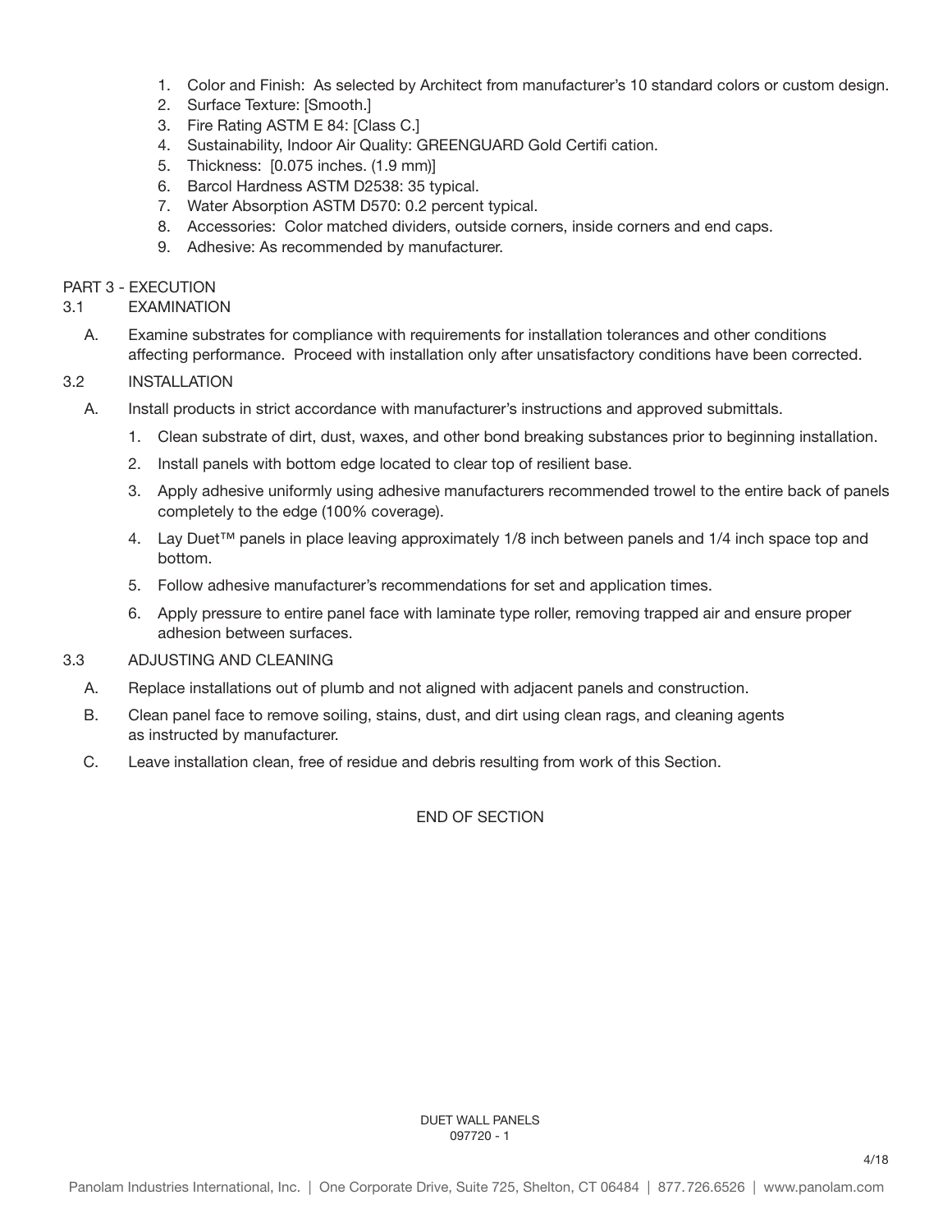1. Color and Finish: As selected by Architect from manufacturer's 10 standard colors or custom design.
2. Surface Texture: [Smooth.]
3. Fire Rating ASTM E 84: [Class C.]
4. Sustainability, Indoor Air Quality: GREENGUARD Gold Certifi cation.
5. Thickness: [0.075 inches. (1.9 mm)]
6. Barcol Hardness ASTM D2538: 35 typical.
7. Water Absorption ASTM D570: 0.2 percent typical.
8. Accessories: Color matched dividers, outside corners, inside corners and end caps.
9. Adhesive: As recommended by manufacturer.

## PART 3 - EXECUTION

### 3.1 EXAMINATION

A. Examine substrates for compliance with requirements for installation tolerances and other conditions affecting performance. Proceed with installation only after unsatisfactory conditions have been corrected.

### 3.2 INSTALLATION

A. Install products in strict accordance with manufacturer's instructions and approved submittals.

1. Clean substrate of dirt, dust, waxes, and other bond breaking substances prior to beginning installation.
2. Install panels with bottom edge located to clear top of resilient base.
3. Apply adhesive uniformly using adhesive manufacturers recommended trowel to the entire back of panels completely to the edge (100% coverage).
4. Lay Duet™ panels in place leaving approximately 1/8 inch between panels and 1/4 inch space top and bottom.
5. Follow adhesive manufacturer's recommendations for set and application times.
6. Apply pressure to entire panel face with laminate type roller, removing trapped air and ensure proper adhesion between surfaces.

### 3.3 ADJUSTING AND CLEANING

A. Replace installations out of plumb and not aligned with adjacent panels and construction.

B. Clean panel face to remove soiling, stains, dust, and dirt using clean rags, and cleaning agents as instructed by manufacturer.

C. Leave installation clean, free of residue and debris resulting from work of this Section.

END OF SECTION